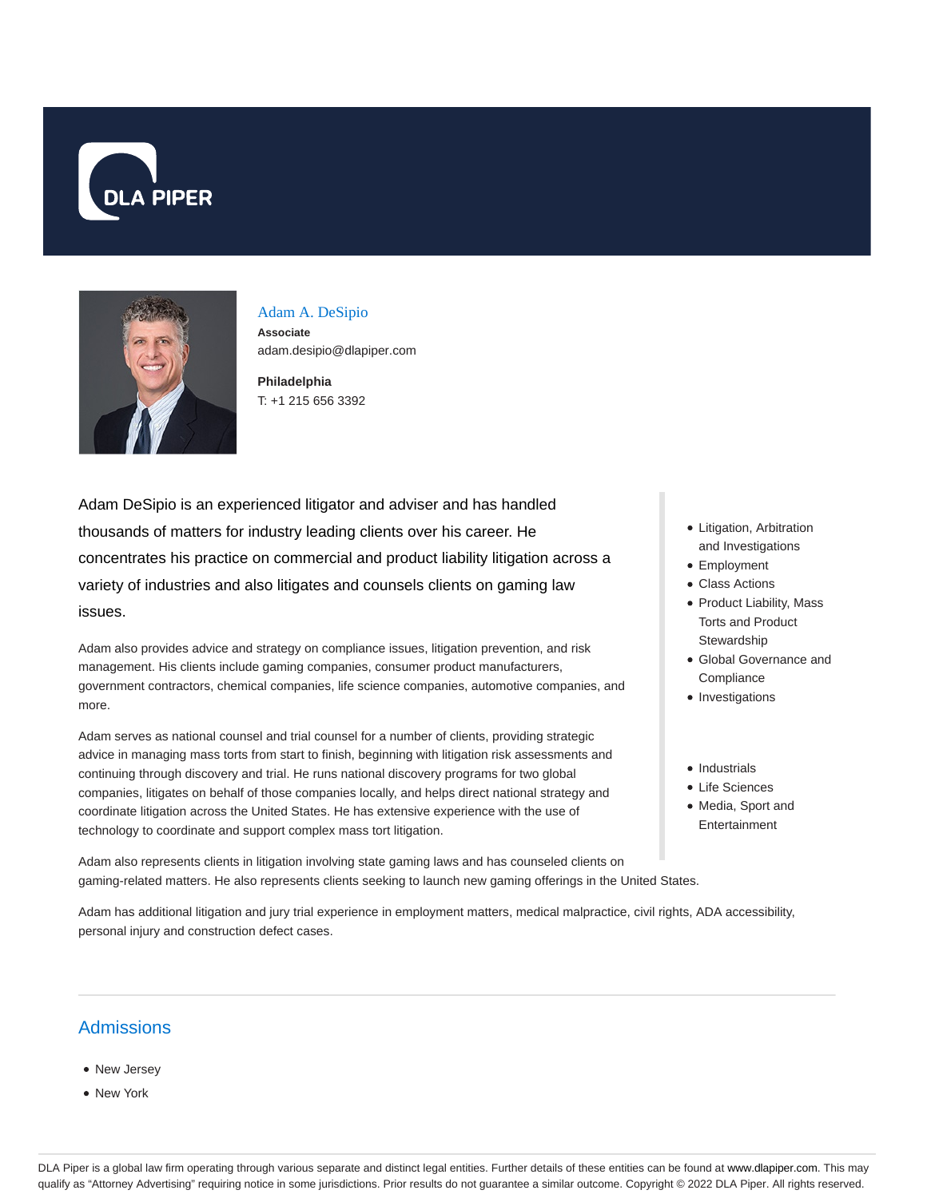# Adam A. DeSipio

**Associate**

adam.desipio@dlapiper.com

**Philadelphia**

T: +1 215 656 3392

Adam DeSipio is an experienced litigator and adviser and has handled thousands of matters for industry leading clients over his career. He concentrates his practice on commercial and product liability litigation across a variety of industries and also litigates and counsels clients on gaming law issues.

Adam also provides advice and strategy on compliance issues, litigation prevention, and risk management. His clients include gaming companies, consumer product manufacturers, government contractors, chemical companies, life science companies, automotive companies, and more.

Adam serves as national counsel and trial counsel for a number of clients, providing strategic advice in managing mass torts from start to finish, beginning with litigation risk assessments and continuing through discovery and trial. He runs national discovery programs for two global companies, litigates on behalf of those companies locally, and helps direct national strategy and coordinate litigation across the United States. He has extensive experience with the use of technology to coordinate and support complex mass tort litigation.

Adam also represents clients in litigation involving state gaming laws and has counseled clients on gaming-related matters. He also represents clients seeking to launch new gaming offerings in the United States.

Adam has additional litigation and jury trial experience in employment matters, medical malpractice, civil rights, ADA accessibility, personal injury and construction defect cases.

- Litigation, Arbitration and Investigations
- Employment
- Class Actions
- Product Liability, Mass Torts and Product Stewardship
- Global Governance and Compliance
- Investigations

- Industrials
- Life Sciences
- Media, Sport and Entertainment

## Admissions

- New Jersey
- New York

DLA Piper is a global law firm operating through various separate and distinct legal entities. Further details of these entities can be found at www.dlapiper.com. This may qualify as "Attorney Advertising" requiring notice in some jurisdictions. Prior results do not guarantee a similar outcome. Copyright © 2022 DLA Piper. All rights reserved.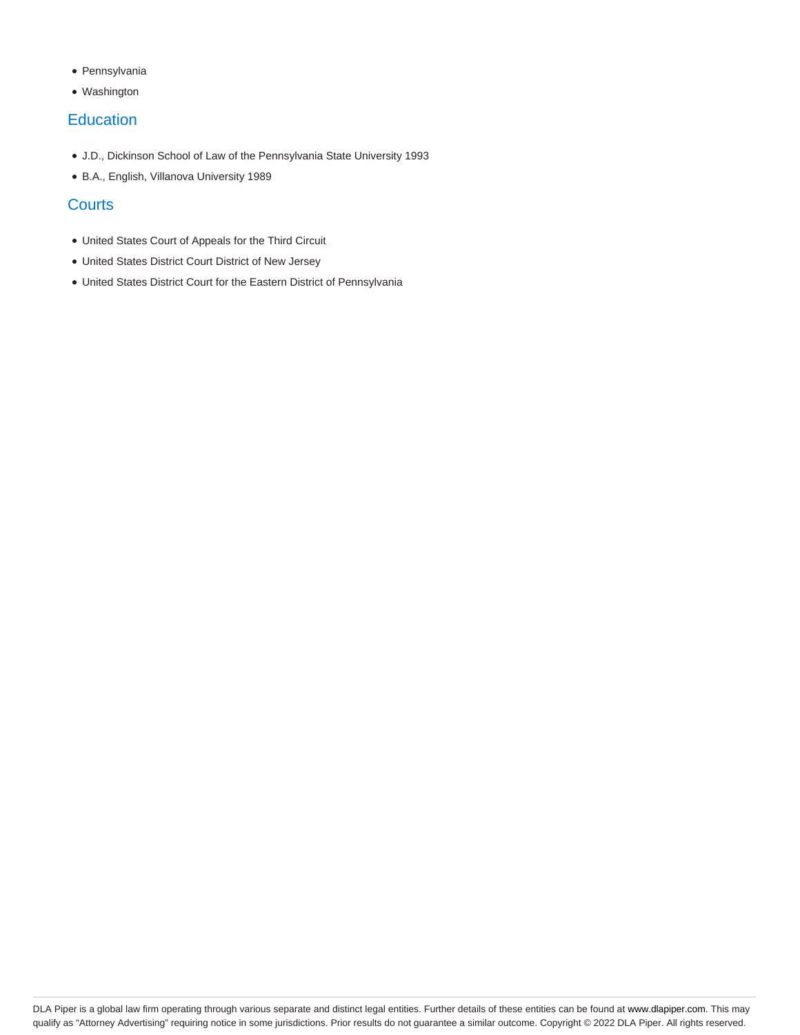- Pennsylvania
- Washington

## Education

- J.D., Dickinson School of Law of the Pennsylvania State University 1993
- B.A., English, Villanova University 1989

## Courts

- United States Court of Appeals for the Third Circuit
- United States District Court District of New Jersey
- United States District Court for the Eastern District of Pennsylvania

DLA Piper is a global law firm operating through various separate and distinct legal entities. Further details of these entities can be found at www.dlapiper.com. This may qualify as "Attorney Advertising" requiring notice in some jurisdictions. Prior results do not guarantee a similar outcome. Copyright © 2022 DLA Piper. All rights reserved.